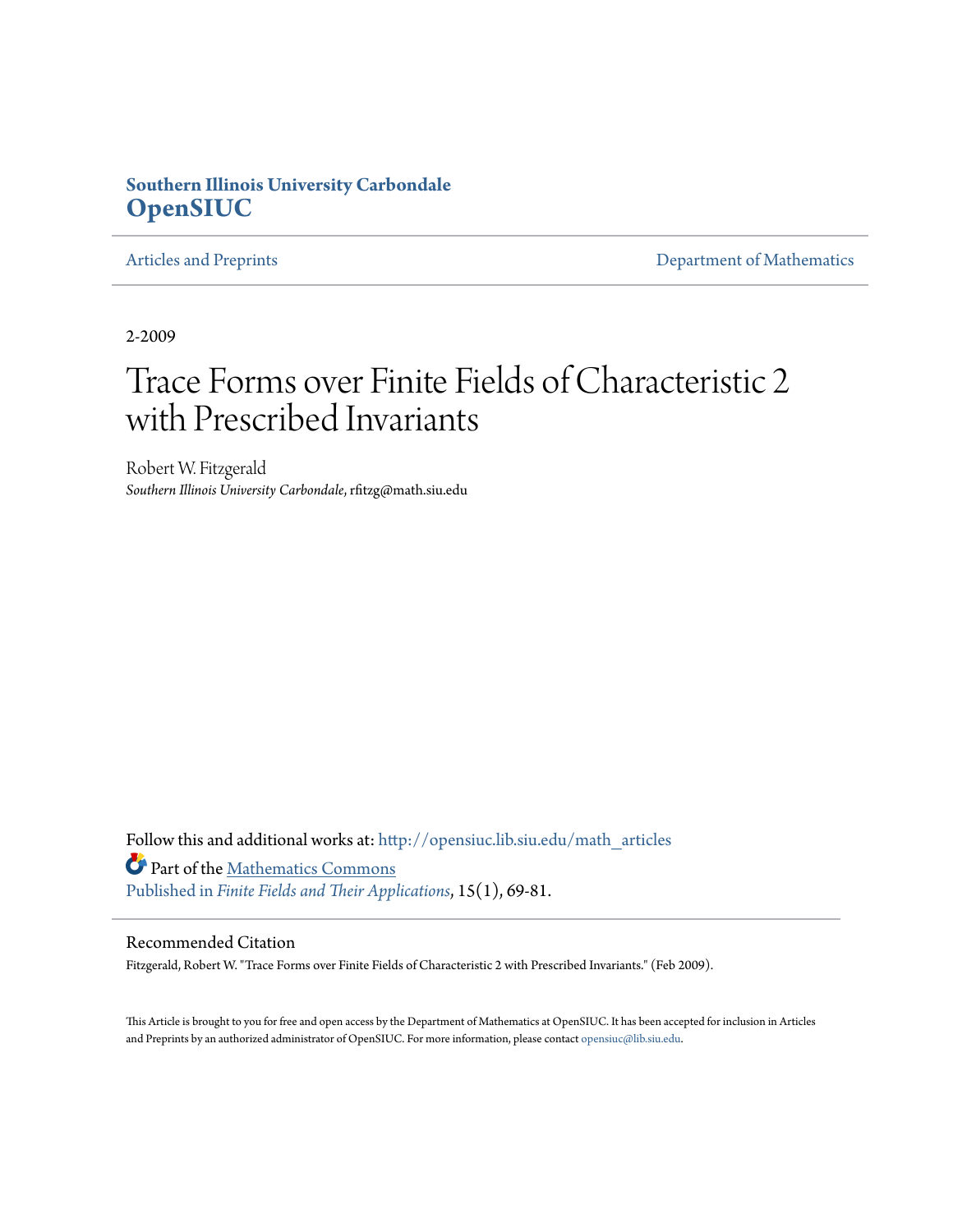**Southern Illinois University Carbondale**
**OpenSIUC**

Articles and Preprints | Department of Mathematics

2-2009

# Trace Forms over Finite Fields of Characteristic 2 with Prescribed Invariants

Robert W. Fitzgerald
*Southern Illinois University Carbondale*, rfitzg@math.siu.edu

Follow this and additional works at: http://opensiuc.lib.siu.edu/math_articles

Part of the Mathematics Commons

Published in *Finite Fields and Their Applications*, 15(1), 69-81.

Recommended Citation

Fitzgerald, Robert W. "Trace Forms over Finite Fields of Characteristic 2 with Prescribed Invariants." (Feb 2009).

This Article is brought to you for free and open access by the Department of Mathematics at OpenSIUC. It has been accepted for inclusion in Articles and Preprints by an authorized administrator of OpenSIUC. For more information, please contact opensiuc@lib.siu.edu.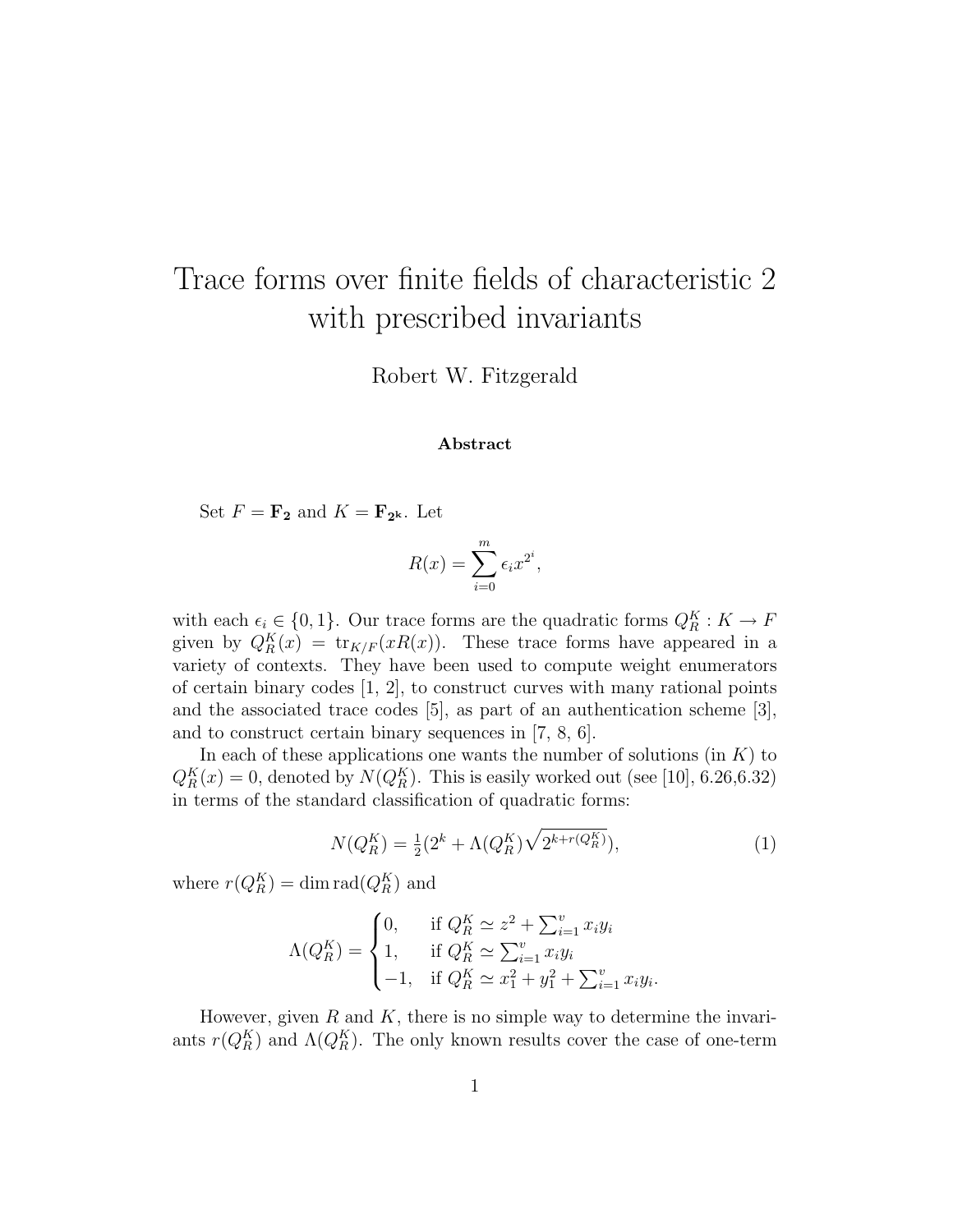# Trace forms over finite fields of characteristic 2 with prescribed invariants

Robert W. Fitzgerald

**Abstract**

Set $F = \mathbf{F_2}$ and $K = \mathbf{F_{2^k}}$. Let

$$R(x) = \sum_{i=0}^{m} \epsilon_i x^{2^i},$$

with each $\epsilon_i \in \{0, 1\}$. Our trace forms are the quadratic forms $Q_R^K : K \to F$ given by $Q_R^K(x) = \mathrm{tr}_{K/F}(xR(x))$. These trace forms have appeared in a variety of contexts. They have been used to compute weight enumerators of certain binary codes [1, 2], to construct curves with many rational points and the associated trace codes [5], as part of an authentication scheme [3], and to construct certain binary sequences in [7, 8, 6].

In each of these applications one wants the number of solutions (in $K$) to $Q_R^K(x) = 0$, denoted by $N(Q_R^K)$. This is easily worked out (see [10], 6.26,6.32) in terms of the standard classification of quadratic forms:

$$N(Q_R^K) = \tfrac{1}{2}(2^k + \Lambda(Q_R^K)\sqrt{2^{k+r(Q_R^K)}}), \tag{1}$$

where $r(Q_R^K) = \dim \mathrm{rad}(Q_R^K)$ and

$$\Lambda(Q_R^K) = \begin{cases} 0, & \text{if } Q_R^K \simeq z^2 + \sum_{i=1}^{v} x_i y_i \\ 1, & \text{if } Q_R^K \simeq \sum_{i=1}^{v} x_i y_i \\ -1, & \text{if } Q_R^K \simeq x_1^2 + y_1^2 + \sum_{i=1}^{v} x_i y_i. \end{cases}$$

However, given $R$ and $K$, there is no simple way to determine the invariants $r(Q_R^K)$ and $\Lambda(Q_R^K)$. The only known results cover the case of one-term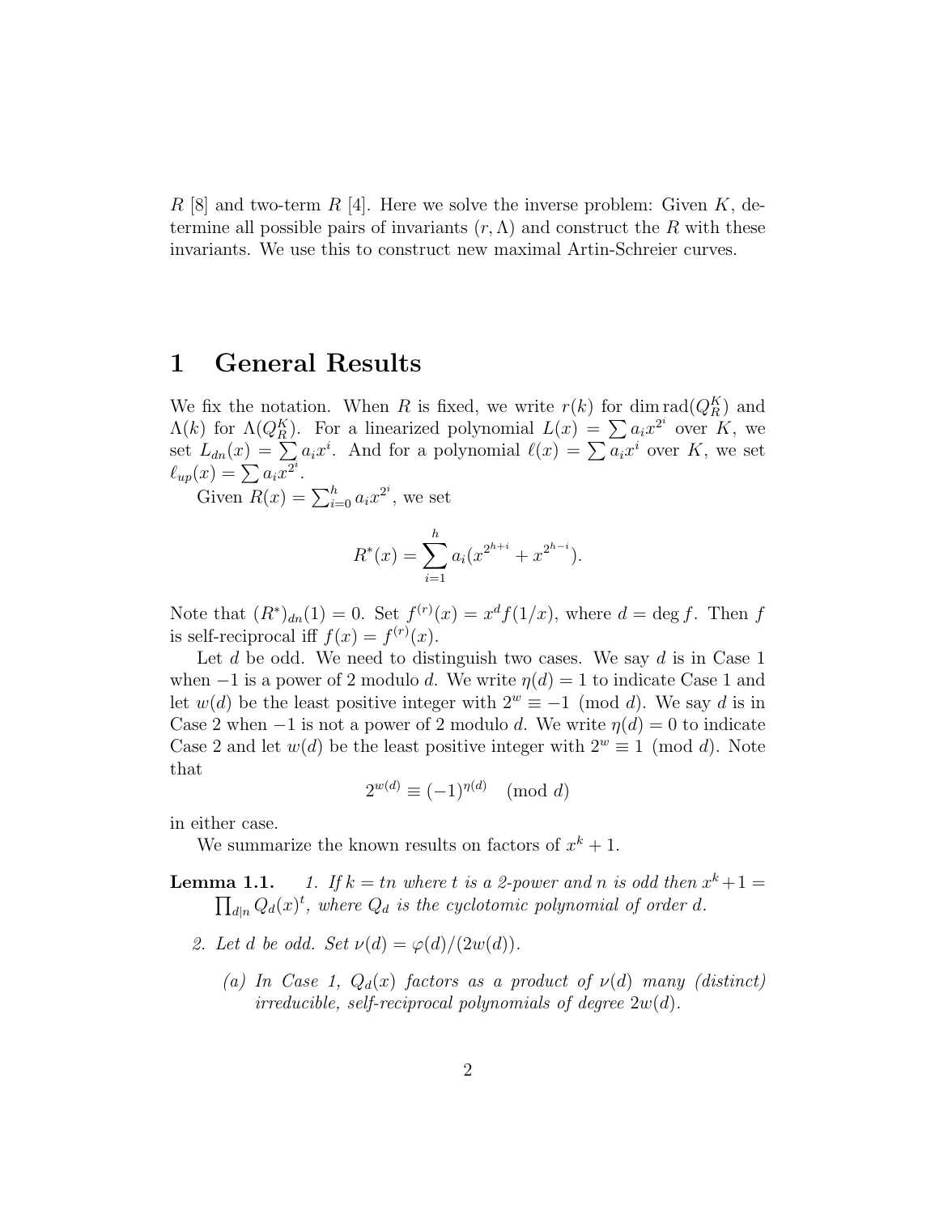$R$ [8] and two-term $R$ [4]. Here we solve the inverse problem: Given $K$, determine all possible pairs of invariants $(r, \Lambda)$ and construct the $R$ with these invariants. We use this to construct new maximal Artin-Schreier curves.

# 1 General Results

We fix the notation. When $R$ is fixed, we write $r(k)$ for $\dim \mathrm{rad}(Q_R^K)$ and $\Lambda(k)$ for $\Lambda(Q_R^K)$. For a linearized polynomial $L(x) = \sum a_i x^{2^i}$ over $K$, we set $L_{dn}(x) = \sum a_i x^i$. And for a polynomial $\ell(x) = \sum a_i x^i$ over $K$, we set $\ell_{up}(x) = \sum a_i x^{2^i}$.

Given $R(x) = \sum_{i=0}^{h} a_i x^{2^i}$, we set

$$R^*(x) = \sum_{i=1}^{h} a_i (x^{2^{h+i}} + x^{2^{h-i}}).$$

Note that $(R^*)_{dn}(1) = 0$. Set $f^{(r)}(x) = x^d f(1/x)$, where $d = \deg f$. Then $f$ is self-reciprocal iff $f(x) = f^{(r)}(x)$.

Let $d$ be odd. We need to distinguish two cases. We say $d$ is in Case 1 when $-1$ is a power of 2 modulo $d$. We write $\eta(d) = 1$ to indicate Case 1 and let $w(d)$ be the least positive integer with $2^w \equiv -1 \pmod{d}$. We say $d$ is in Case 2 when $-1$ is not a power of 2 modulo $d$. We write $\eta(d) = 0$ to indicate Case 2 and let $w(d)$ be the least positive integer with $2^w \equiv 1 \pmod{d}$. Note that

$$2^{w(d)} \equiv (-1)^{\eta(d)} \pmod{d}$$

in either case.

We summarize the known results on factors of $x^k + 1$.

**Lemma 1.1.** *1. If $k = tn$ where $t$ is a 2-power and $n$ is odd then $x^k + 1 = \prod_{d|n} Q_d(x)^t$, where $Q_d$ is the cyclotomic polynomial of order $d$.*

*2. Let $d$ be odd. Set $\nu(d) = \varphi(d)/(2w(d))$.*

*(a) In Case 1, $Q_d(x)$ factors as a product of $\nu(d)$ many (distinct) irreducible, self-reciprocal polynomials of degree $2w(d)$.*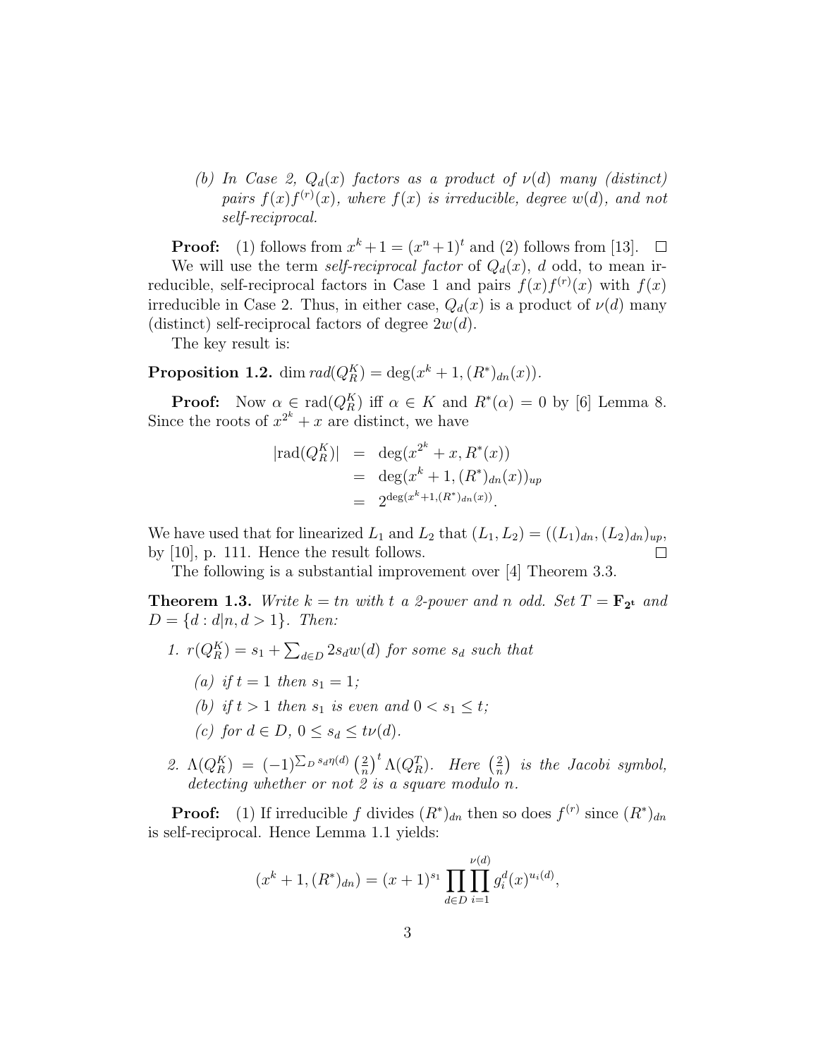(b) *In Case 2, $Q_d(x)$ factors as a product of $\nu(d)$ many (distinct) pairs $f(x)f^{(r)}(x)$, where $f(x)$ is irreducible, degree $w(d)$, and not self-reciprocal.*

**Proof:** (1) follows from $x^k + 1 = (x^n + 1)^t$ and (2) follows from [13]. $\square$

We will use the term *self-reciprocal factor* of $Q_d(x)$, $d$ odd, to mean irreducible, self-reciprocal factors in Case 1 and pairs $f(x)f^{(r)}(x)$ with $f(x)$ irreducible in Case 2. Thus, in either case, $Q_d(x)$ is a product of $\nu(d)$ many (distinct) self-reciprocal factors of degree $2w(d)$.

The key result is:

**Proposition 1.2.** $\dim rad(Q_R^K) = \deg(x^k + 1, (R^*)_{dn}(x))$.

**Proof:** Now $\alpha \in \mathrm{rad}(Q_R^K)$ iff $\alpha \in K$ and $R^*(\alpha) = 0$ by [6] Lemma 8. Since the roots of $x^{2^k} + x$ are distinct, we have

$$\begin{aligned} |\mathrm{rad}(Q_R^K)| &= \deg(x^{2^k} + x, R^*(x)) \\ &= \deg(x^k + 1, (R^*)_{dn}(x))_{up} \\ &= 2^{\deg(x^k+1,(R^*)_{dn}(x))}. \end{aligned}$$

We have used that for linearized $L_1$ and $L_2$ that $(L_1, L_2) = ((L_1)_{dn}, (L_2)_{dn})_{up}$, by [10], p. 111. Hence the result follows. $\square$

The following is a substantial improvement over [4] Theorem 3.3.

**Theorem 1.3.** *Write $k = tn$ with $t$ a 2-power and $n$ odd. Set $T = \mathbf{F}_{\mathbf{2^t}}$ and $D = \{d : d|n, d > 1\}$. Then:*

1. *$r(Q_R^K) = s_1 + \sum_{d \in D} 2s_d w(d)$ for some $s_d$ such that*
   (a) *if $t = 1$ then $s_1 = 1$;*
   (b) *if $t > 1$ then $s_1$ is even and $0 < s_1 \leq t$;*
   (c) *for $d \in D$, $0 \leq s_d \leq t\nu(d)$.*
2. *$\Lambda(Q_R^K) = (-1)^{\sum_D s_d \eta(d)} \left(\frac{2}{n}\right)^t \Lambda(Q_R^T)$. Here $\left(\frac{2}{n}\right)$ is the Jacobi symbol, detecting whether or not 2 is a square modulo $n$.*

**Proof:** (1) If irreducible $f$ divides $(R^*)_{dn}$ then so does $f^{(r)}$ since $(R^*)_{dn}$ is self-reciprocal. Hence Lemma 1.1 yields:

$$(x^k + 1, (R^*)_{dn}) = (x+1)^{s_1} \prod_{d \in D} \prod_{i=1}^{\nu(d)} g_i^d(x)^{u_i(d)},$$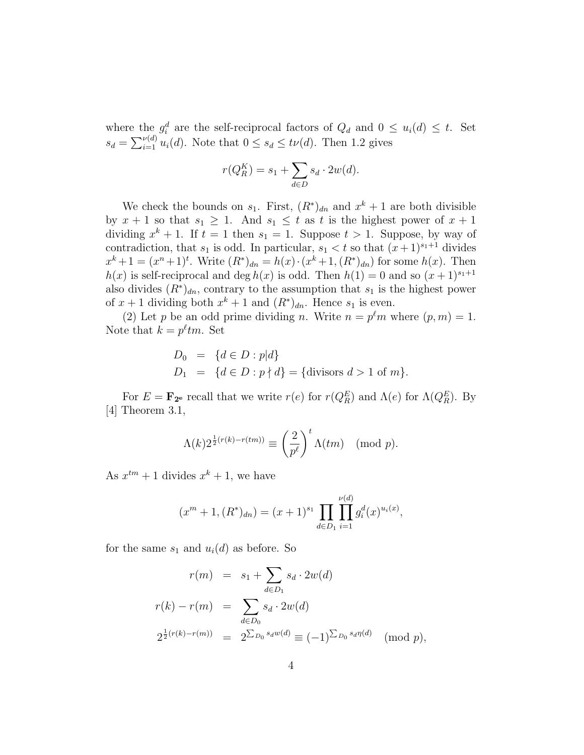where the $g_i^d$ are the self-reciprocal factors of $Q_d$ and $0 \leq u_i(d) \leq t$. Set $s_d = \sum_{i=1}^{\nu(d)} u_i(d)$. Note that $0 \leq s_d \leq t\nu(d)$. Then 1.2 gives

$$r(Q_R^K) = s_1 + \sum_{d \in D} s_d \cdot 2w(d).$$

We check the bounds on $s_1$. First, $(R^*)_{dn}$ and $x^k+1$ are both divisible by $x+1$ so that $s_1 \geq 1$. And $s_1 \leq t$ as $t$ is the highest power of $x+1$ dividing $x^k+1$. If $t=1$ then $s_1 = 1$. Suppose $t > 1$. Suppose, by way of contradiction, that $s_1$ is odd. In particular, $s_1 < t$ so that $(x+1)^{s_1+1}$ divides $x^k+1 = (x^n+1)^t$. Write $(R^*)_{dn} = h(x) \cdot (x^k+1, (R^*)_{dn})$ for some $h(x)$. Then $h(x)$ is self-reciprocal and $\deg h(x)$ is odd. Then $h(1) = 0$ and so $(x+1)^{s_1+1}$ also divides $(R^*)_{dn}$, contrary to the assumption that $s_1$ is the highest power of $x+1$ dividing both $x^k+1$ and $(R^*)_{dn}$. Hence $s_1$ is even.

(2) Let $p$ be an odd prime dividing $n$. Write $n = p^\ell m$ where $(p,m)=1$. Note that $k = p^\ell tm$. Set

$$\begin{aligned} D_0 &= \{d \in D : p | d\} \\ D_1 &= \{d \in D : p \nmid d\} = \{\text{divisors } d > 1 \text{ of } m\}. \end{aligned}$$

For $E = \mathbf{F}_{2^e}$ recall that we write $r(e)$ for $r(Q_R^E)$ and $\Lambda(e)$ for $\Lambda(Q_R^E)$. By [4] Theorem 3.1,

$$\Lambda(k) 2^{\frac{1}{2}(r(k)-r(tm))} \equiv \left(\frac{2}{p^\ell}\right)^t \Lambda(tm) \pmod{p}.$$

As $x^{tm}+1$ divides $x^k+1$, we have

$$(x^m+1, (R^*)_{dn}) = (x+1)^{s_1} \prod_{d \in D_1} \prod_{i=1}^{\nu(d)} g_i^d(x)^{u_i(x)},$$

for the same $s_1$ and $u_i(d)$ as before. So

$$\begin{aligned} r(m) &= s_1 + \sum_{d \in D_1} s_d \cdot 2w(d) \\ r(k) - r(m) &= \sum_{d \in D_0} s_d \cdot 2w(d) \\ 2^{\frac{1}{2}(r(k)-r(m))} &= 2^{\sum_{D_0} s_d w(d)} \equiv (-1)^{\sum_{D_0} s_d \eta(d)} \pmod{p}, \end{aligned}$$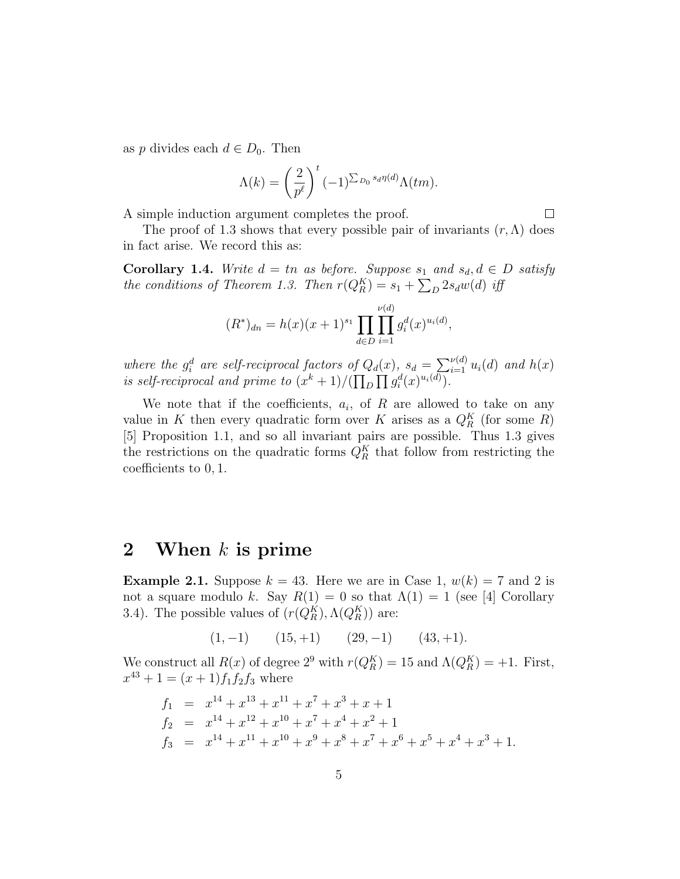as $p$ divides each $d \in D_0$. Then

$$\Lambda(k) = \left(\frac{2}{p^\ell}\right)^t (-1)^{\sum_{D_0} s_d \eta(d)} \Lambda(tm).$$

A simple induction argument completes the proof. $\square$

The proof of 1.3 shows that every possible pair of invariants $(r, \Lambda)$ does in fact arise. We record this as:

**Corollary 1.4.** *Write $d = tn$ as before. Suppose $s_1$ and $s_d, d \in D$ satisfy the conditions of Theorem 1.3. Then $r(Q_R^K) = s_1 + \sum_D 2s_d w(d)$ iff*

$$(R^*)_{dn} = h(x)(x+1)^{s_1} \prod_{d \in D} \prod_{i=1}^{\nu(d)} g_i^d(x)^{u_i(d)},$$

*where the $g_i^d$ are self-reciprocal factors of $Q_d(x)$, $s_d = \sum_{i=1}^{\nu(d)} u_i(d)$ and $h(x)$ is self-reciprocal and prime to $(x^k+1)/(\prod_D \prod g_i^d(x)^{u_i(d)})$.*

We note that if the coefficients, $a_i$, of $R$ are allowed to take on any value in $K$ then every quadratic form over $K$ arises as a $Q_R^K$ (for some $R$) [5] Proposition 1.1, and so all invariant pairs are possible. Thus 1.3 gives the restrictions on the quadratic forms $Q_R^K$ that follow from restricting the coefficients to $0, 1$.

# 2 When $k$ is prime

**Example 2.1.** Suppose $k = 43$. Here we are in Case 1, $w(k) = 7$ and 2 is not a square modulo $k$. Say $R(1) = 0$ so that $\Lambda(1) = 1$ (see [4] Corollary 3.4). The possible values of $(r(Q_R^K), \Lambda(Q_R^K))$ are:

$$(1, -1) \qquad (15, +1) \qquad (29, -1) \qquad (43, +1).$$

We construct all $R(x)$ of degree $2^9$ with $r(Q_R^K) = 15$ and $\Lambda(Q_R^K) = +1$. First, $x^{43} + 1 = (x+1)f_1 f_2 f_3$ where

$$\begin{aligned}
f_1 &= x^{14} + x^{13} + x^{11} + x^7 + x^3 + x + 1 \\
f_2 &= x^{14} + x^{12} + x^{10} + x^7 + x^4 + x^2 + 1 \\
f_3 &= x^{14} + x^{11} + x^{10} + x^9 + x^8 + x^7 + x^6 + x^5 + x^4 + x^3 + 1.
\end{aligned}$$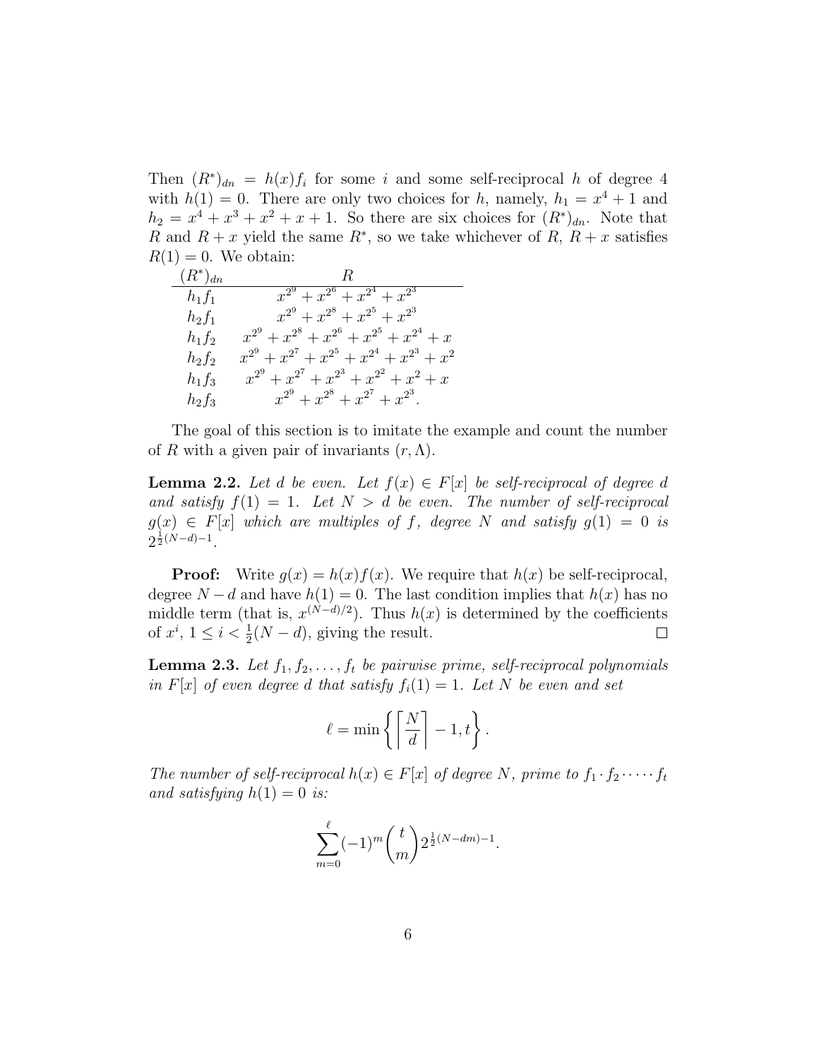Then $(R^*)_{dn} = h(x)f_i$ for some $i$ and some self-reciprocal $h$ of degree 4 with $h(1) = 0$. There are only two choices for $h$, namely, $h_1 = x^4 + 1$ and $h_2 = x^4 + x^3 + x^2 + x + 1$. So there are six choices for $(R^*)_{dn}$. Note that $R$ and $R + x$ yield the same $R^*$, so we take whichever of $R$, $R + x$ satisfies $R(1) = 0$. We obtain:

| $(R^*)_{dn}$ | $R$ |
|---|---|
| $h_1 f_1$ | $x^{2^9} + x^{2^6} + x^{2^4} + x^{2^3}$ |
| $h_2 f_1$ | $x^{2^9} + x^{2^8} + x^{2^5} + x^{2^3}$ |
| $h_1 f_2$ | $x^{2^9} + x^{2^8} + x^{2^6} + x^{2^5} + x^{2^4} + x$ |
| $h_2 f_2$ | $x^{2^9} + x^{2^7} + x^{2^5} + x^{2^4} + x^{2^3} + x^2$ |
| $h_1 f_3$ | $x^{2^9} + x^{2^7} + x^{2^3} + x^{2^2} + x^2 + x$ |
| $h_2 f_3$ | $x^{2^9} + x^{2^8} + x^{2^7} + x^{2^3}$. |

The goal of this section is to imitate the example and count the number of $R$ with a given pair of invariants $(r, \Lambda)$.

**Lemma 2.2.** *Let $d$ be even. Let $f(x) \in F[x]$ be self-reciprocal of degree $d$ and satisfy $f(1) = 1$. Let $N > d$ be even. The number of self-reciprocal $g(x) \in F[x]$ which are multiples of $f$, degree $N$ and satisfy $g(1) = 0$ is $2^{\frac{1}{2}(N-d)-1}$.*

**Proof:** Write $g(x) = h(x)f(x)$. We require that $h(x)$ be self-reciprocal, degree $N - d$ and have $h(1) = 0$. The last condition implies that $h(x)$ has no middle term (that is, $x^{(N-d)/2}$). Thus $h(x)$ is determined by the coefficients of $x^i$, $1 \leq i < \frac{1}{2}(N - d)$, giving the result. $\square$

**Lemma 2.3.** *Let $f_1, f_2, \ldots, f_t$ be pairwise prime, self-reciprocal polynomials in $F[x]$ of even degree $d$ that satisfy $f_i(1) = 1$. Let $N$ be even and set*

$$\ell = \min\left\{ \left\lceil \frac{N}{d} \right\rceil - 1, t \right\}.$$

*The number of self-reciprocal $h(x) \in F[x]$ of degree $N$, prime to $f_1 \cdot f_2 \cdot \cdots \cdot f_t$ and satisfying $h(1) = 0$ is:*

$$\sum_{m=0}^{\ell} (-1)^m \binom{t}{m} 2^{\frac{1}{2}(N-dm)-1}.$$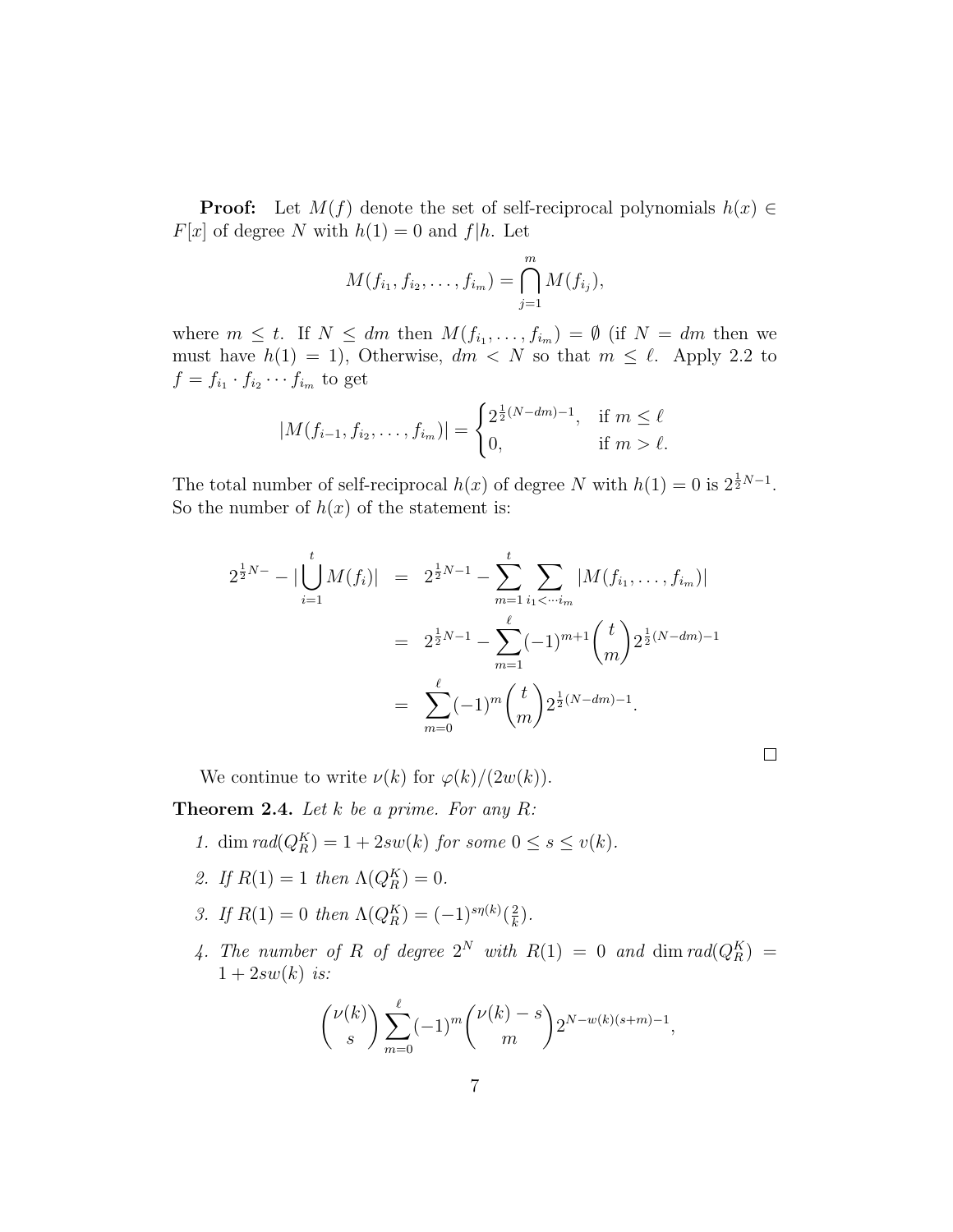**Proof:** Let $M(f)$ denote the set of self-reciprocal polynomials $h(x) \in F[x]$ of degree $N$ with $h(1) = 0$ and $f|h$. Let

$$M(f_{i_1}, f_{i_2}, \ldots, f_{i_m}) = \bigcap_{j=1}^{m} M(f_{i_j}),$$

where $m \leq t$. If $N \leq dm$ then $M(f_{i_1}, \ldots, f_{i_m}) = \emptyset$ (if $N = dm$ then we must have $h(1) = 1$), Otherwise, $dm < N$ so that $m \leq \ell$. Apply 2.2 to $f = f_{i_1} \cdot f_{i_2} \cdots f_{i_m}$ to get

$$|M(f_{i-1}, f_{i_2}, \ldots, f_{i_m})| = \begin{cases} 2^{\frac{1}{2}(N-dm)-1}, & \text{if } m \leq \ell \\ 0, & \text{if } m > \ell. \end{cases}$$

The total number of self-reciprocal $h(x)$ of degree $N$ with $h(1) = 0$ is $2^{\frac{1}{2}N-1}$. So the number of $h(x)$ of the statement is:

$$\begin{aligned} 2^{\frac{1}{2}N-} - |\bigcup_{i=1}^{t} M(f_i)| &= 2^{\frac{1}{2}N-1} - \sum_{m=1}^{t} \sum_{i_1 < \cdots i_m} |M(f_{i_1}, \ldots, f_{i_m})| \\ &= 2^{\frac{1}{2}N-1} - \sum_{m=1}^{\ell} (-1)^{m+1} \binom{t}{m} 2^{\frac{1}{2}(N-dm)-1} \\ &= \sum_{m=0}^{\ell} (-1)^m \binom{t}{m} 2^{\frac{1}{2}(N-dm)-1}. \end{aligned}$$

□

We continue to write $\nu(k)$ for $\varphi(k)/(2w(k))$.

**Theorem 2.4.** *Let $k$ be a prime. For any $R$:*

1. $\dim rad(Q_R^K) = 1 + 2sw(k)$ *for some* $0 \leq s \leq v(k)$.
2. *If* $R(1) = 1$ *then* $\Lambda(Q_R^K) = 0$.
3. *If* $R(1) = 0$ *then* $\Lambda(Q_R^K) = (-1)^{s\eta(k)}(\frac{2}{k})$.
4. *The number of $R$ of degree $2^N$ with $R(1) = 0$ and* $\dim rad(Q_R^K) = 1 + 2sw(k)$ *is:*

$$\binom{\nu(k)}{s} \sum_{m=0}^{\ell} (-1)^m \binom{\nu(k) - s}{m} 2^{N-w(k)(s+m)-1},$$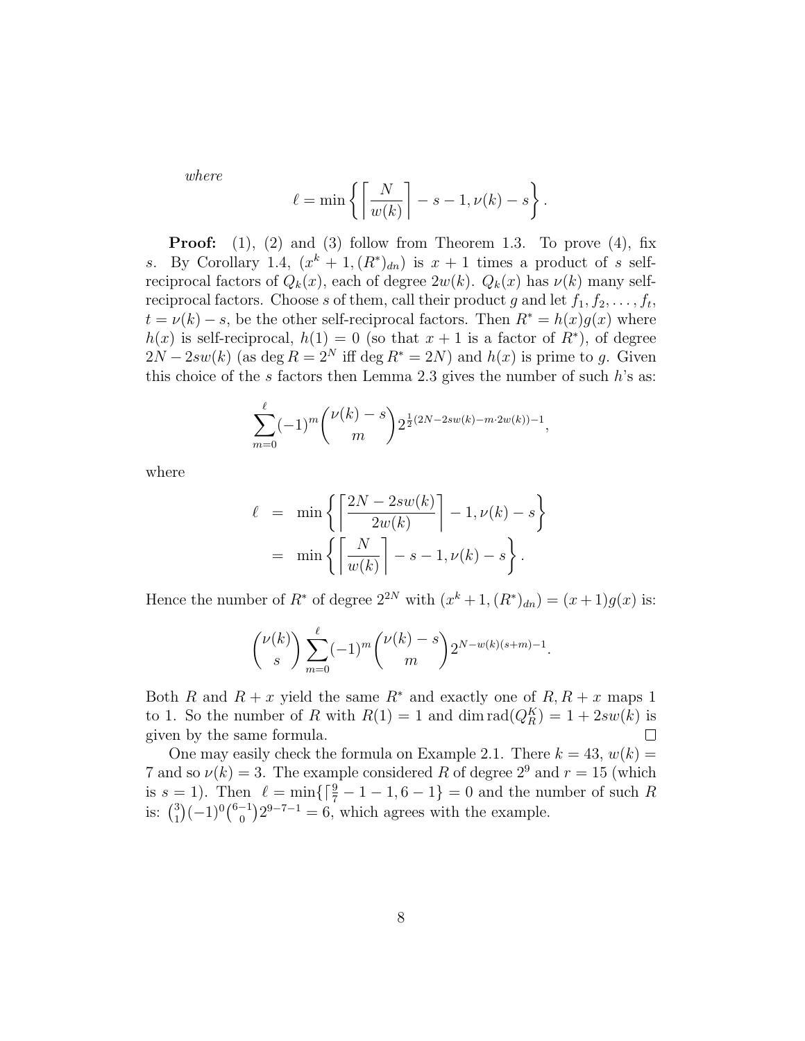*where*

$$\ell = \min\left\{ \left\lceil \frac{N}{w(k)} \right\rceil - s - 1, \nu(k) - s \right\}.$$

**Proof:** (1), (2) and (3) follow from Theorem 1.3. To prove (4), fix $s$. By Corollary 1.4, $(x^k+1, (R^*)_{dn})$ is $x+1$ times a product of $s$ self-reciprocal factors of $Q_k(x)$, each of degree $2w(k)$. $Q_k(x)$ has $\nu(k)$ many self-reciprocal factors. Choose $s$ of them, call their product $g$ and let $f_1, f_2, \ldots, f_t$, $t = \nu(k) - s$, be the other self-reciprocal factors. Then $R^* = h(x)g(x)$ where $h(x)$ is self-reciprocal, $h(1) = 0$ (so that $x+1$ is a factor of $R^*$), of degree $2N - 2sw(k)$ (as $\deg R = 2^N$ iff $\deg R^* = 2N$) and $h(x)$ is prime to $g$. Given this choice of the $s$ factors then Lemma 2.3 gives the number of such $h$'s as:

$$\sum_{m=0}^{\ell} (-1)^m \binom{\nu(k)-s}{m} 2^{\frac{1}{2}(2N - 2sw(k) - m\cdot 2w(k)) - 1},$$

where

$$\begin{aligned}
\ell &= \min\left\{ \left\lceil \frac{2N - 2sw(k)}{2w(k)} \right\rceil - 1, \nu(k) - s \right\} \\
&= \min\left\{ \left\lceil \frac{N}{w(k)} \right\rceil - s - 1, \nu(k) - s \right\}.
\end{aligned}$$

Hence the number of $R^*$ of degree $2^{2N}$ with $(x^k+1, (R^*)_{dn}) = (x+1)g(x)$ is:

$$\binom{\nu(k)}{s} \sum_{m=0}^{\ell} (-1)^m \binom{\nu(k)-s}{m} 2^{N - w(k)(s+m) - 1}.$$

Both $R$ and $R+x$ yield the same $R^*$ and exactly one of $R, R+x$ maps 1 to 1. So the number of $R$ with $R(1) = 1$ and $\dim \operatorname{rad}(Q_R^K) = 1 + 2sw(k)$ is given by the same formula. $\square$

One may easily check the formula on Example 2.1. There $k = 43$, $w(k) = 7$ and so $\nu(k) = 3$. The example considered $R$ of degree $2^9$ and $r = 15$ (which is $s = 1$). Then $\ell = \min\{\lceil \frac{9}{7} - 1 - 1, 6 - 1\} = 0$ and the number of such $R$ is: $\binom{3}{1}(-1)^0\binom{6-1}{0}2^{9-7-1} = 6$, which agrees with the example.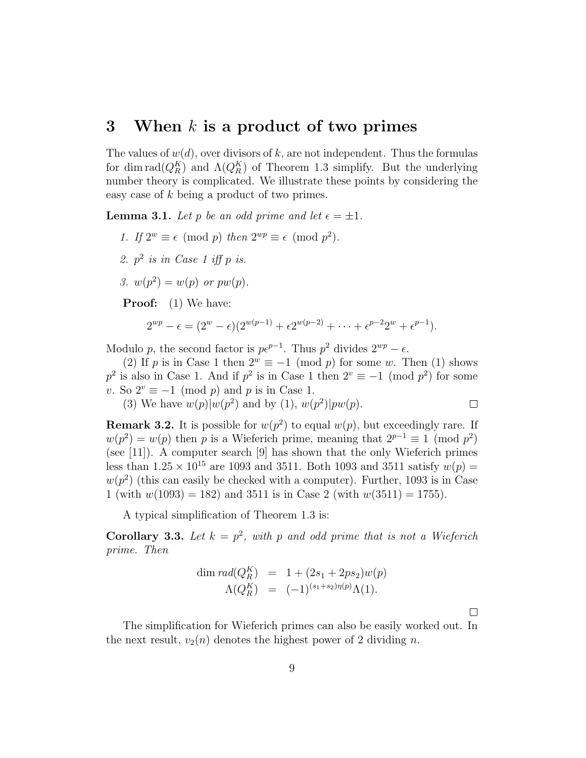## 3 When $k$ is a product of two primes

The values of $w(d)$, over divisors of $k$, are not independent. Thus the formulas for $\dim \mathrm{rad}(Q_R^K)$ and $\Lambda(Q_R^K)$ of Theorem 1.3 simplify. But the underlying number theory is complicated. We illustrate these points by considering the easy case of $k$ being a product of two primes.

**Lemma 3.1.** *Let $p$ be an odd prime and let $\epsilon = \pm 1$.*

1. *If $2^w \equiv \epsilon \pmod p$ then $2^{wp} \equiv \epsilon \pmod{p^2}$.*
2. *$p^2$ is in Case 1 iff $p$ is.*
3. *$w(p^2) = w(p)$ or $pw(p)$.*

**Proof:** (1) We have:

$$2^{wp} - \epsilon = (2^w - \epsilon)(2^{w(p-1)} + \epsilon 2^{w(p-2)} + \cdots + \epsilon^{p-2} 2^w + \epsilon^{p-1}).$$

Modulo $p$, the second factor is $p\epsilon^{p-1}$. Thus $p^2$ divides $2^{wp} - \epsilon$.

(2) If $p$ is in Case 1 then $2^w \equiv -1 \pmod p$ for some $w$. Then (1) shows $p^2$ is also in Case 1. And if $p^2$ is in Case 1 then $2^v \equiv -1 \pmod{p^2}$ for some $v$. So $2^v \equiv -1 \pmod p$ and $p$ is in Case 1.

(3) We have $w(p) | w(p^2)$ and by (1), $w(p^2) | pw(p)$. □

**Remark 3.2.** It is possible for $w(p^2)$ to equal $w(p)$, but exceedingly rare. If $w(p^2) = w(p)$ then $p$ is a Wieferich prime, meaning that $2^{p-1} \equiv 1 \pmod{p^2}$ (see [11]). A computer search [9] has shown that the only Wieferich primes less than $1.25 \times 10^{15}$ are 1093 and 3511. Both 1093 and 3511 satisfy $w(p) = w(p^2)$ (this can easily be checked with a computer). Further, 1093 is in Case 1 (with $w(1093) = 182$) and 3511 is in Case 2 (with $w(3511) = 1755$).

A typical simplification of Theorem 1.3 is:

**Corollary 3.3.** *Let $k = p^2$, with $p$ and odd prime that is not a Wieferich prime. Then*

$$\begin{aligned} \dim \mathit{rad}(Q_R^K) &= 1 + (2s_1 + 2ps_2)w(p) \\ \Lambda(Q_R^K) &= (-1)^{(s_1+s_2)\eta(p)}\Lambda(1). \end{aligned}$$

□

The simplification for Wieferich primes can also be easily worked out. In the next result, $v_2(n)$ denotes the highest power of 2 dividing $n$.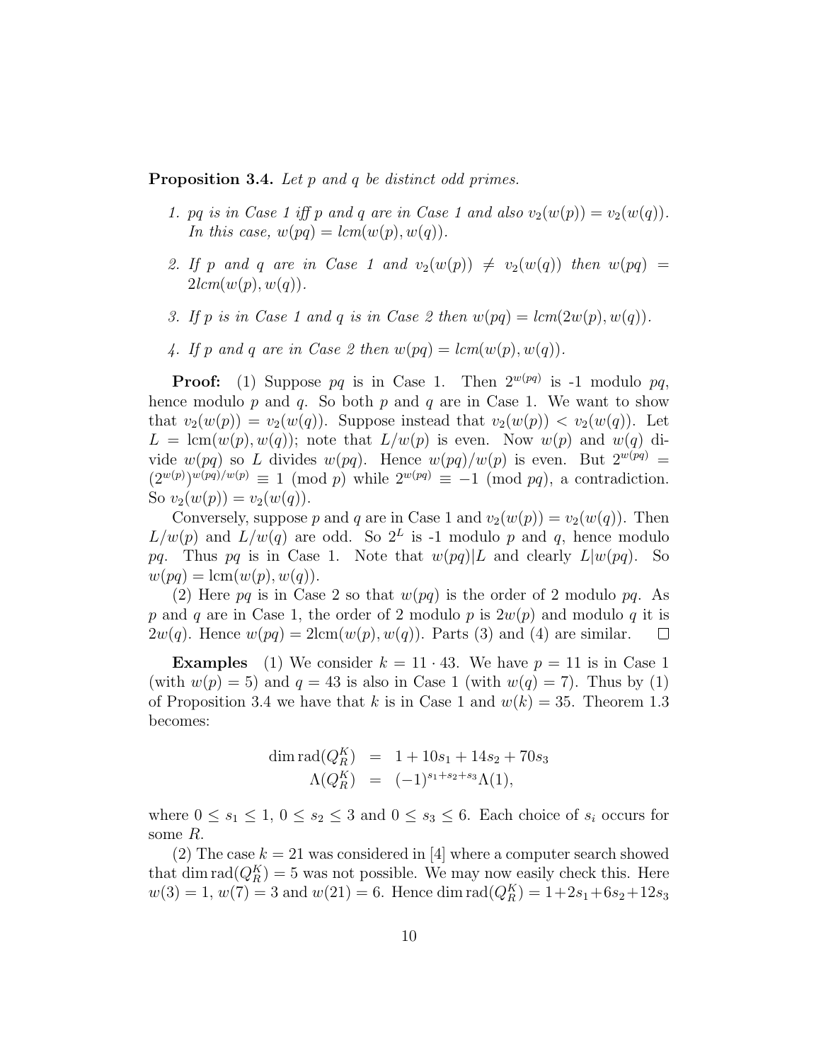**Proposition 3.4.** *Let $p$ and $q$ be distinct odd primes.*

1. *$pq$ is in Case 1 iff $p$ and $q$ are in Case 1 and also $v_2(w(p)) = v_2(w(q))$. In this case, $w(pq) = lcm(w(p), w(q))$.*

2. *If $p$ and $q$ are in Case 1 and $v_2(w(p)) \neq v_2(w(q))$ then $w(pq) = 2lcm(w(p), w(q))$.*

3. *If $p$ is in Case 1 and $q$ is in Case 2 then $w(pq) = lcm(2w(p), w(q))$.*

4. *If $p$ and $q$ are in Case 2 then $w(pq) = lcm(w(p), w(q))$.*

**Proof:** (1) Suppose $pq$ is in Case 1. Then $2^{w(pq)}$ is -1 modulo $pq$, hence modulo $p$ and $q$. So both $p$ and $q$ are in Case 1. We want to show that $v_2(w(p)) = v_2(w(q))$. Suppose instead that $v_2(w(p)) < v_2(w(q))$. Let $L = \mathrm{lcm}(w(p), w(q))$; note that $L/w(p)$ is even. Now $w(p)$ and $w(q)$ divide $w(pq)$ so $L$ divides $w(pq)$. Hence $w(pq)/w(p)$ is even. But $2^{w(pq)} = (2^{w(p)})^{w(pq)/w(p)} \equiv 1 \pmod{p}$ while $2^{w(pq)} \equiv -1 \pmod{pq}$, a contradiction. So $v_2(w(p)) = v_2(w(q))$.

Conversely, suppose $p$ and $q$ are in Case 1 and $v_2(w(p)) = v_2(w(q))$. Then $L/w(p)$ and $L/w(q)$ are odd. So $2^L$ is -1 modulo $p$ and $q$, hence modulo $pq$. Thus $pq$ is in Case 1. Note that $w(pq)|L$ and clearly $L|w(pq)$. So $w(pq) = \mathrm{lcm}(w(p), w(q))$.

(2) Here $pq$ is in Case 2 so that $w(pq)$ is the order of 2 modulo $pq$. As $p$ and $q$ are in Case 1, the order of 2 modulo $p$ is $2w(p)$ and modulo $q$ it is $2w(q)$. Hence $w(pq) = 2\mathrm{lcm}(w(p), w(q))$. Parts (3) and (4) are similar. $\square$

**Examples** (1) We consider $k = 11 \cdot 43$. We have $p = 11$ is in Case 1 (with $w(p) = 5$) and $q = 43$ is also in Case 1 (with $w(q) = 7$). Thus by (1) of Proposition 3.4 we have that $k$ is in Case 1 and $w(k) = 35$. Theorem 1.3 becomes:

$$
\begin{aligned}
\dim \mathrm{rad}(Q_R^K) &= 1 + 10s_1 + 14s_2 + 70s_3 \\
\Lambda(Q_R^K) &= (-1)^{s_1+s_2+s_3}\Lambda(1),
\end{aligned}
$$

where $0 \leq s_1 \leq 1$, $0 \leq s_2 \leq 3$ and $0 \leq s_3 \leq 6$. Each choice of $s_i$ occurs for some $R$.

(2) The case $k = 21$ was considered in [4] where a computer search showed that $\dim \mathrm{rad}(Q_R^K) = 5$ was not possible. We may now easily check this. Here $w(3) = 1$, $w(7) = 3$ and $w(21) = 6$. Hence $\dim \mathrm{rad}(Q_R^K) = 1+2s_1+6s_2+12s_3$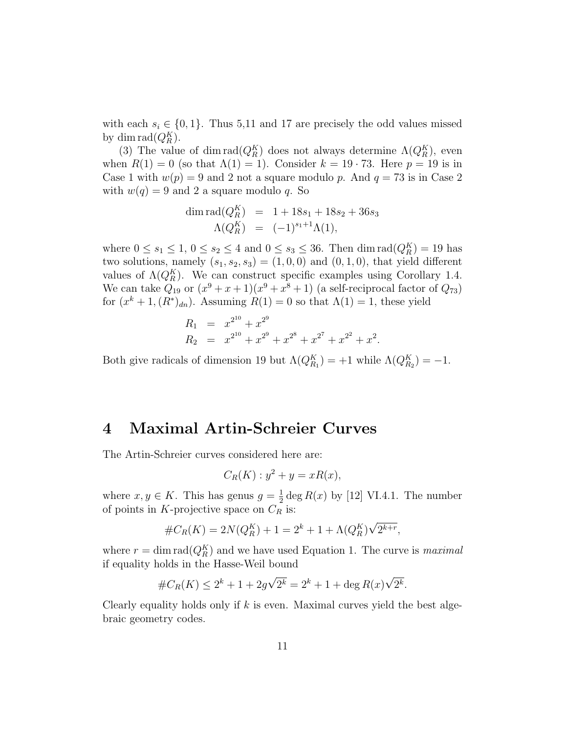with each $s_i \in \{0, 1\}$. Thus 5,11 and 17 are precisely the odd values missed by $\dim \mathrm{rad}(Q_R^K)$.

(3) The value of $\dim \mathrm{rad}(Q_R^K)$ does not always determine $\Lambda(Q_R^K)$, even when $R(1) = 0$ (so that $\Lambda(1) = 1$). Consider $k = 19 \cdot 73$. Here $p = 19$ is in Case 1 with $w(p) = 9$ and 2 not a square modulo $p$. And $q = 73$ is in Case 2 with $w(q) = 9$ and 2 a square modulo $q$. So

$$\begin{aligned} \dim \mathrm{rad}(Q_R^K) &= 1 + 18s_1 + 18s_2 + 36s_3 \\ \Lambda(Q_R^K) &= (-1)^{s_1+1}\Lambda(1), \end{aligned}$$

where $0 \le s_1 \le 1$, $0 \le s_2 \le 4$ and $0 \le s_3 \le 36$. Then $\dim \mathrm{rad}(Q_R^K) = 19$ has two solutions, namely $(s_1, s_2, s_3) = (1, 0, 0)$ and $(0, 1, 0)$, that yield different values of $\Lambda(Q_R^K)$. We can construct specific examples using Corollary 1.4. We can take $Q_{19}$ or $(x^9 + x + 1)(x^9 + x^8 + 1)$ (a self-reciprocal factor of $Q_{73}$) for $(x^k + 1, (R^*)_{dn})$. Assuming $R(1) = 0$ so that $\Lambda(1) = 1$, these yield

$$\begin{aligned} R_1 &= x^{2^{10}} + x^{2^9} \\ R_2 &= x^{2^{10}} + x^{2^9} + x^{2^8} + x^{2^7} + x^{2^2} + x^2. \end{aligned}$$

Both give radicals of dimension 19 but $\Lambda(Q_{R_1}^K) = +1$ while $\Lambda(Q_{R_2}^K) = -1$.

# 4 Maximal Artin-Schreier Curves

The Artin-Schreier curves considered here are:

$$C_R(K) : y^2 + y = xR(x),$$

where $x, y \in K$. This has genus $g = \frac{1}{2} \deg R(x)$ by [12] VI.4.1. The number of points in $K$-projective space on $C_R$ is:

$$\#C_R(K) = 2N(Q_R^K) + 1 = 2^k + 1 + \Lambda(Q_R^K)\sqrt{2^{k+r}},$$

where $r = \dim \mathrm{rad}(Q_R^K)$ and we have used Equation 1. The curve is *maximal* if equality holds in the Hasse-Weil bound

$$\#C_R(K) \le 2^k + 1 + 2g\sqrt{2^k} = 2^k + 1 + \deg R(x)\sqrt{2^k}.$$

Clearly equality holds only if $k$ is even. Maximal curves yield the best algebraic geometry codes.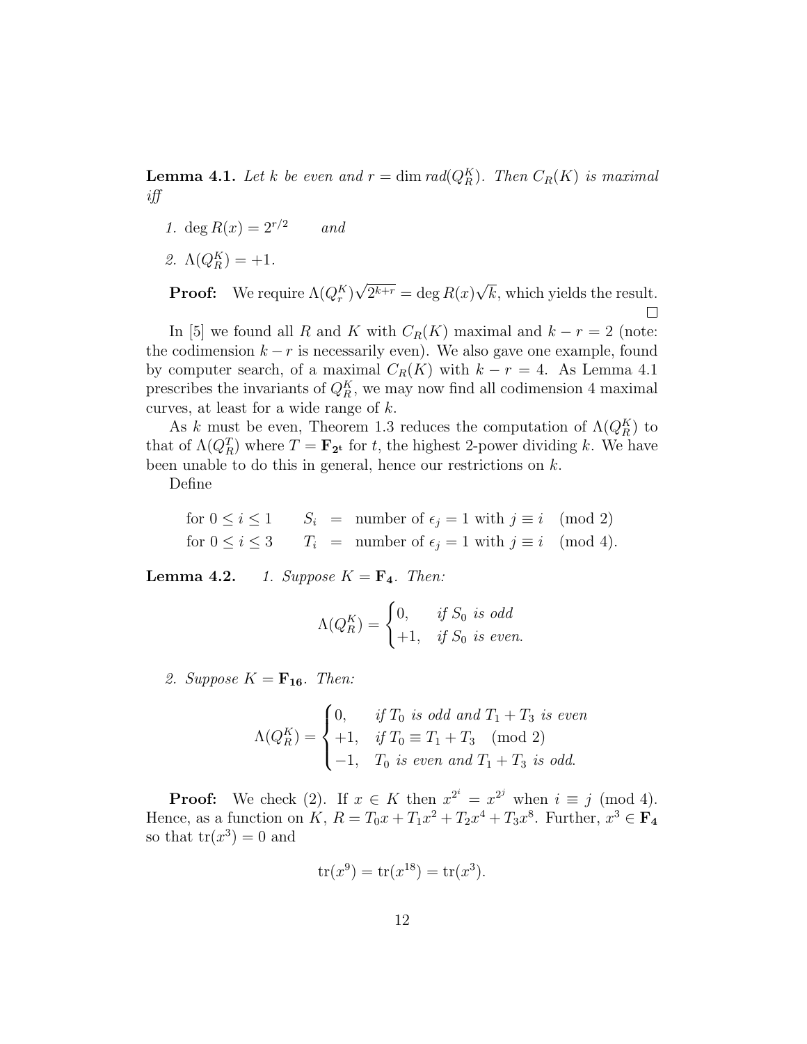**Lemma 4.1.** *Let $k$ be even and $r = \dim rad(Q_R^K)$. Then $C_R(K)$ is maximal iff*

1. $\deg R(x) = 2^{r/2}$ *and*
2. $\Lambda(Q_R^K) = +1$.

**Proof:** We require $\Lambda(Q_r^K)\sqrt{2^{k+r}} = \deg R(x)\sqrt{k}$, which yields the result. $\square$

In [5] we found all $R$ and $K$ with $C_R(K)$ maximal and $k - r = 2$ (note: the codimension $k - r$ is necessarily even). We also gave one example, found by computer search, of a maximal $C_R(K)$ with $k - r = 4$. As Lemma 4.1 prescribes the invariants of $Q_R^K$, we may now find all codimension 4 maximal curves, at least for a wide range of $k$.

As $k$ must be even, Theorem 1.3 reduces the computation of $\Lambda(Q_R^K)$ to that of $\Lambda(Q_R^T)$ where $T = \mathbf{F}_{\mathbf{2^t}}$ for $t$, the highest 2-power dividing $k$. We have been unable to do this in general, hence our restrictions on $k$.

Define

$$
\begin{aligned}
\text{for } 0 \le i \le 1 \qquad S_i &= \text{ number of } \epsilon_j = 1 \text{ with } j \equiv i \pmod 2 \\
\text{for } 0 \le i \le 3 \qquad T_i &= \text{ number of } \epsilon_j = 1 \text{ with } j \equiv i \pmod 4.
\end{aligned}
$$

**Lemma 4.2.** 1. *Suppose $K = \mathbf{F_4}$. Then:*

$$
\Lambda(Q_R^K) = \begin{cases} 0, & \text{if } S_0 \text{ is odd} \\ +1, & \text{if } S_0 \text{ is even.} \end{cases}
$$

2. *Suppose $K = \mathbf{F_{16}}$. Then:*

$$
\Lambda(Q_R^K) = \begin{cases} 0, & \text{if } T_0 \text{ is odd and } T_1 + T_3 \text{ is even} \\ +1, & \text{if } T_0 \equiv T_1 + T_3 \pmod 2 \\ -1, & T_0 \text{ is even and } T_1 + T_3 \text{ is odd.} \end{cases}
$$

**Proof:** We check (2). If $x \in K$ then $x^{2^i} = x^{2^j}$ when $i \equiv j \pmod 4$. Hence, as a function on $K$, $R = T_0 x + T_1 x^2 + T_2 x^4 + T_3 x^8$. Further, $x^3 \in \mathbf{F_4}$ so that $\mathrm{tr}(x^3) = 0$ and

$$
\mathrm{tr}(x^9) = \mathrm{tr}(x^{18}) = \mathrm{tr}(x^3).
$$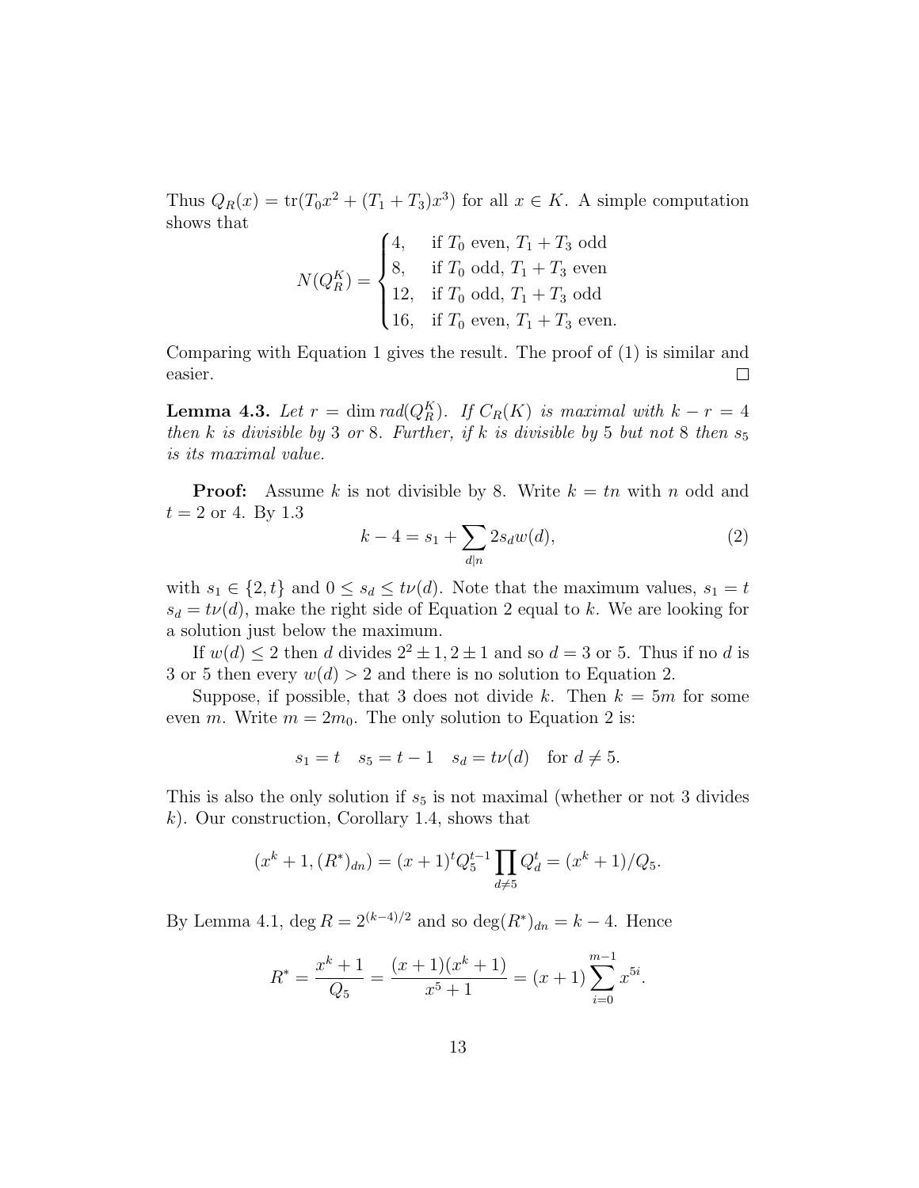Thus $Q_R(x) = \mathrm{tr}(T_0 x^2 + (T_1 + T_3)x^3)$ for all $x \in K$. A simple computation shows that

$$N(Q_R^K) = \begin{cases} 4, & \text{if } T_0 \text{ even, } T_1 + T_3 \text{ odd} \\ 8, & \text{if } T_0 \text{ odd, } T_1 + T_3 \text{ even} \\ 12, & \text{if } T_0 \text{ odd, } T_1 + T_3 \text{ odd} \\ 16, & \text{if } T_0 \text{ even, } T_1 + T_3 \text{ even.} \end{cases}$$

Comparing with Equation 1 gives the result. The proof of (1) is similar and easier. □

**Lemma 4.3.** *Let $r = \dim rad(Q_R^K)$. If $C_R(K)$ is maximal with $k - r = 4$ then $k$ is divisible by 3 or 8. Further, if $k$ is divisible by 5 but not 8 then $s_5$ is its maximal value.*

**Proof:** Assume $k$ is not divisible by 8. Write $k = tn$ with $n$ odd and $t = 2$ or 4. By 1.3

$$k - 4 = s_1 + \sum_{d|n} 2 s_d w(d), \tag{2}$$

with $s_1 \in \{2, t\}$ and $0 \le s_d \le t\nu(d)$. Note that the maximum values, $s_1 = t$ $s_d = t\nu(d)$, make the right side of Equation 2 equal to $k$. We are looking for a solution just below the maximum.

If $w(d) \le 2$ then $d$ divides $2^2 \pm 1, 2 \pm 1$ and so $d = 3$ or 5. Thus if no $d$ is 3 or 5 then every $w(d) > 2$ and there is no solution to Equation 2.

Suppose, if possible, that 3 does not divide $k$. Then $k = 5m$ for some even $m$. Write $m = 2m_0$. The only solution to Equation 2 is:

$$s_1 = t \quad s_5 = t - 1 \quad s_d = t\nu(d) \quad \text{for } d \ne 5.$$

This is also the only solution if $s_5$ is not maximal (whether or not 3 divides $k$). Our construction, Corollary 1.4, shows that

$$(x^k + 1, (R^*)_{dn}) = (x + 1)^t Q_5^{t-1} \prod_{d \ne 5} Q_d^t = (x^k + 1)/Q_5.$$

By Lemma 4.1, $\deg R = 2^{(k-4)/2}$ and so $\deg (R^*)_{dn} = k - 4$. Hence

$$R^* = \frac{x^k + 1}{Q_5} = \frac{(x + 1)(x^k + 1)}{x^5 + 1} = (x + 1) \sum_{i=0}^{m-1} x^{5i}.$$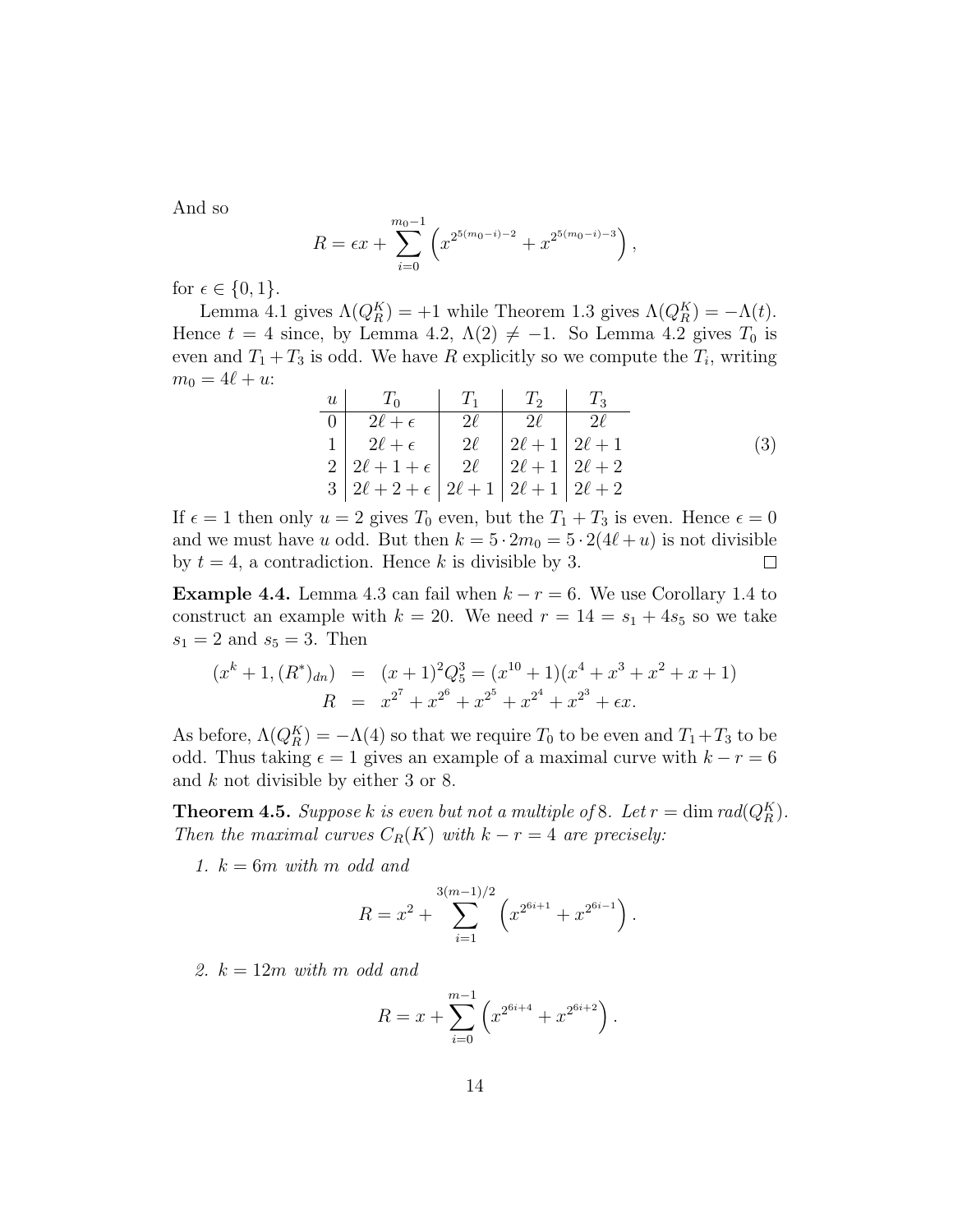And so

$$R = \epsilon x + \sum_{i=0}^{m_0-1} \left( x^{2^{5(m_0-i)-2}} + x^{2^{5(m_0-i)-3}} \right),$$

for $\epsilon \in \{0, 1\}$.

Lemma 4.1 gives $\Lambda(Q_R^K) = +1$ while Theorem 1.3 gives $\Lambda(Q_R^K) = -\Lambda(t)$. Hence $t = 4$ since, by Lemma 4.2, $\Lambda(2) \neq -1$. So Lemma 4.2 gives $T_0$ is even and $T_1 + T_3$ is odd. We have $R$ explicitly so we compute the $T_i$, writing $m_0 = 4\ell + u$:

| $u$ | $T_0$ | $T_1$ | $T_2$ | $T_3$ |
|---|---|---|---|---|
| 0 | $2\ell + \epsilon$ | $2\ell$ | $2\ell$ | $2\ell$ |
| 1 | $2\ell + \epsilon$ | $2\ell$ | $2\ell + 1$ | $2\ell + 1$ |
| 2 | $2\ell + 1 + \epsilon$ | $2\ell$ | $2\ell + 1$ | $2\ell + 2$ |
| 3 | $2\ell + 2 + \epsilon$ | $2\ell + 1$ | $2\ell + 1$ | $2\ell + 2$ |

(3)

If $\epsilon = 1$ then only $u = 2$ gives $T_0$ even, but the $T_1 + T_3$ is even. Hence $\epsilon = 0$ and we must have $u$ odd. But then $k = 5 \cdot 2m_0 = 5 \cdot 2(4\ell + u)$ is not divisible by $t = 4$, a contradiction. Hence $k$ is divisible by 3. ∎

**Example 4.4.** Lemma 4.3 can fail when $k - r = 6$. We use Corollary 1.4 to construct an example with $k = 20$. We need $r = 14 = s_1 + 4s_5$ so we take $s_1 = 2$ and $s_5 = 3$. Then

$$\begin{aligned} (x^k + 1, (R^*)_{dn}) &= (x+1)^2 Q_5^3 = (x^{10} + 1)(x^4 + x^3 + x^2 + x + 1) \\ R &= x^{2^7} + x^{2^6} + x^{2^5} + x^{2^4} + x^{2^3} + \epsilon x. \end{aligned}$$

As before, $\Lambda(Q_R^K) = -\Lambda(4)$ so that we require $T_0$ to be even and $T_1 + T_3$ to be odd. Thus taking $\epsilon = 1$ gives an example of a maximal curve with $k - r = 6$ and $k$ not divisible by either 3 or 8.

**Theorem 4.5.** *Suppose $k$ is even but not a multiple of 8. Let $r = \dim rad(Q_R^K)$. Then the maximal curves $C_R(K)$ with $k - r = 4$ are precisely:*

1. *$k = 6m$ with $m$ odd and*

$$R = x^2 + \sum_{i=1}^{3(m-1)/2} \left( x^{2^{6i+1}} + x^{2^{6i-1}} \right).$$

2. *$k = 12m$ with $m$ odd and*

$$R = x + \sum_{i=0}^{m-1} \left( x^{2^{6i+4}} + x^{2^{6i+2}} \right).$$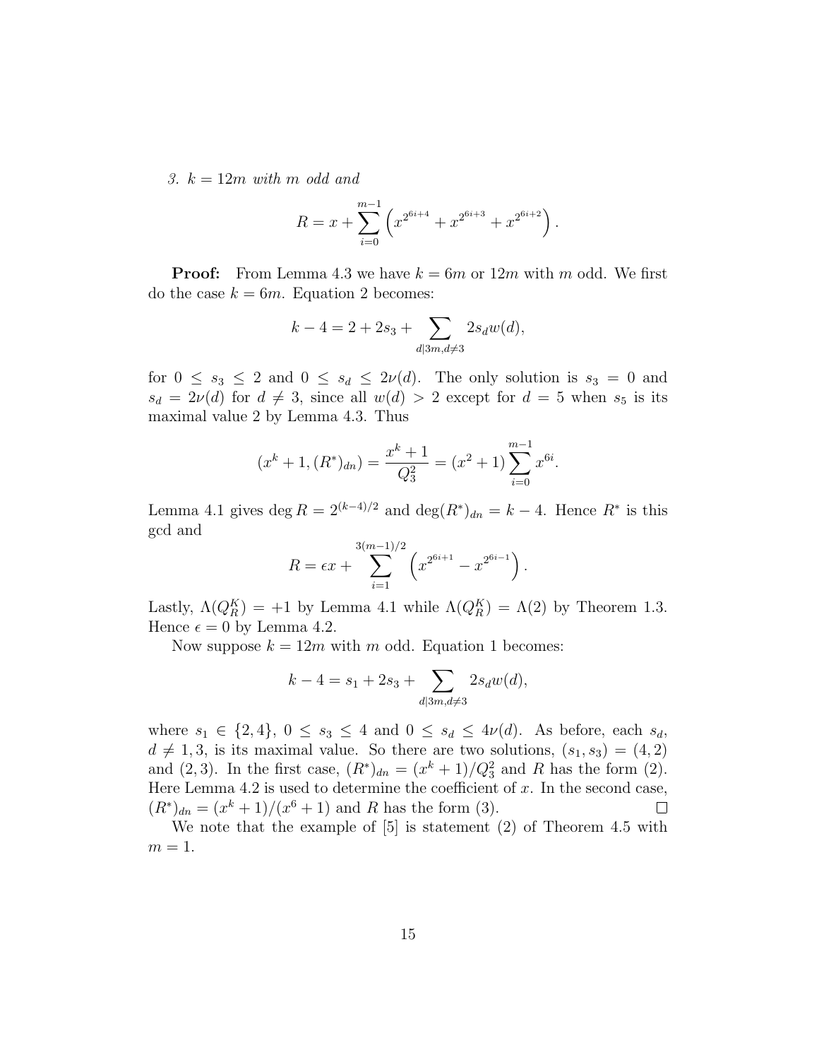*3. $k = 12m$ with $m$ odd and*

$$R = x + \sum_{i=0}^{m-1} \left( x^{2^{6i+4}} + x^{2^{6i+3}} + x^{2^{6i+2}} \right).$$

**Proof:** From Lemma 4.3 we have $k = 6m$ or $12m$ with $m$ odd. We first do the case $k = 6m$. Equation 2 becomes:

$$k - 4 = 2 + 2s_3 + \sum_{d|3m, d\neq 3} 2s_d w(d),$$

for $0 \leq s_3 \leq 2$ and $0 \leq s_d \leq 2\nu(d)$. The only solution is $s_3 = 0$ and $s_d = 2\nu(d)$ for $d \neq 3$, since all $w(d) > 2$ except for $d = 5$ when $s_5$ is its maximal value 2 by Lemma 4.3. Thus

$$(x^k + 1, (R^*)_{dn}) = \frac{x^k + 1}{Q_3^2} = (x^2 + 1) \sum_{i=0}^{m-1} x^{6i}.$$

Lemma 4.1 gives $\deg R = 2^{(k-4)/2}$ and $\deg (R^*)_{dn} = k - 4$. Hence $R^*$ is this gcd and

$$R = \epsilon x + \sum_{i=1}^{3(m-1)/2} \left( x^{2^{6i+1}} - x^{2^{6i-1}} \right).$$

Lastly, $\Lambda(Q_R^K) = +1$ by Lemma 4.1 while $\Lambda(Q_R^K) = \Lambda(2)$ by Theorem 1.3. Hence $\epsilon = 0$ by Lemma 4.2.

Now suppose $k = 12m$ with $m$ odd. Equation 1 becomes:

$$k - 4 = s_1 + 2s_3 + \sum_{d|3m, d\neq 3} 2s_d w(d),$$

where $s_1 \in \{2, 4\}$, $0 \leq s_3 \leq 4$ and $0 \leq s_d \leq 4\nu(d)$. As before, each $s_d$, $d \neq 1, 3$, is its maximal value. So there are two solutions, $(s_1, s_3) = (4, 2)$ and $(2, 3)$. In the first case, $(R^*)_{dn} = (x^k + 1)/Q_3^2$ and $R$ has the form (2). Here Lemma 4.2 is used to determine the coefficient of $x$. In the second case, $(R^*)_{dn} = (x^k + 1)/(x^6 + 1)$ and $R$ has the form (3). □

We note that the example of [5] is statement (2) of Theorem 4.5 with $m = 1$.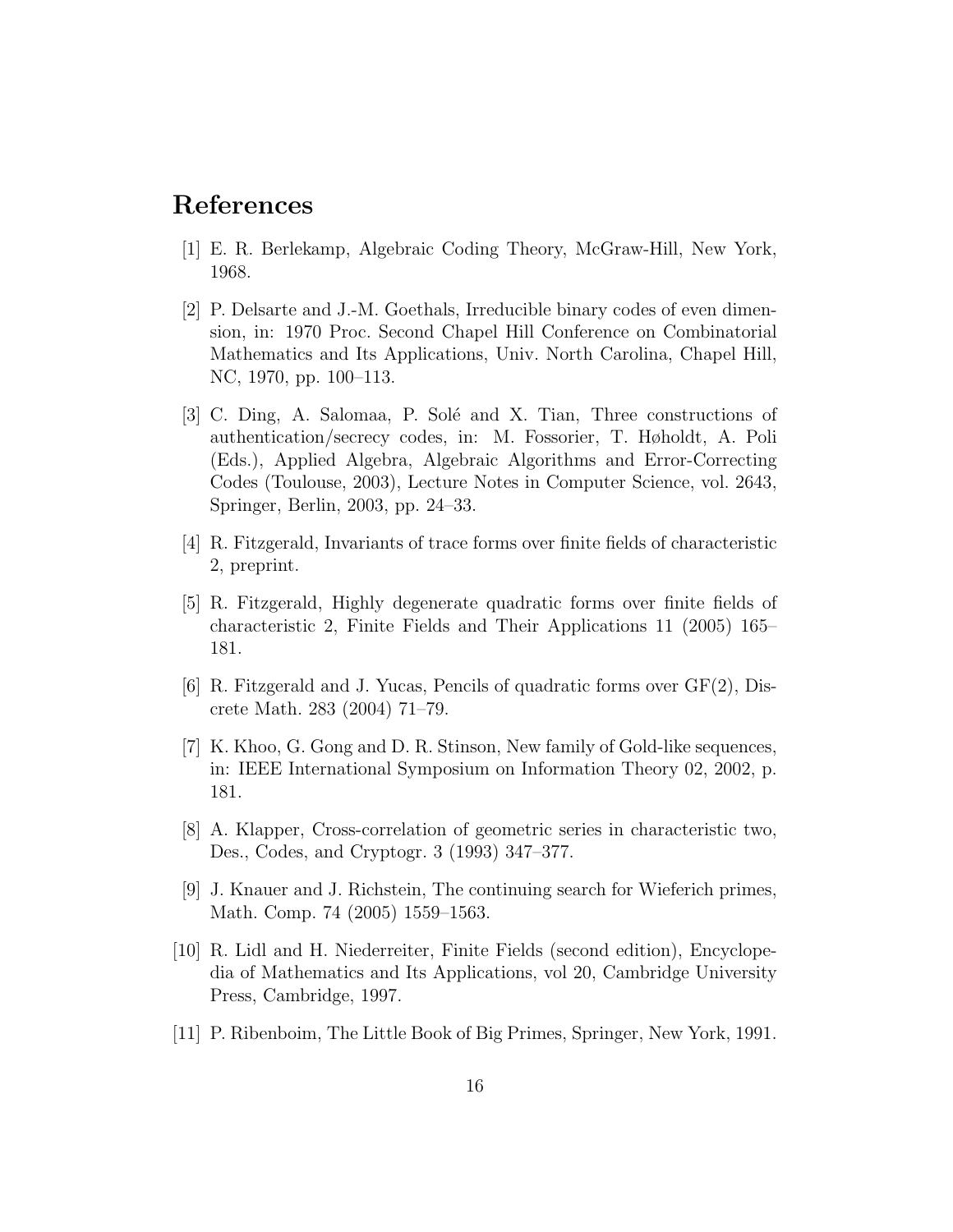## References

[1] E. R. Berlekamp, Algebraic Coding Theory, McGraw-Hill, New York, 1968.

[2] P. Delsarte and J.-M. Goethals, Irreducible binary codes of even dimension, in: 1970 Proc. Second Chapel Hill Conference on Combinatorial Mathematics and Its Applications, Univ. North Carolina, Chapel Hill, NC, 1970, pp. 100–113.

[3] C. Ding, A. Salomaa, P. Solé and X. Tian, Three constructions of authentication/secrecy codes, in: M. Fossorier, T. Høholdt, A. Poli (Eds.), Applied Algebra, Algebraic Algorithms and Error-Correcting Codes (Toulouse, 2003), Lecture Notes in Computer Science, vol. 2643, Springer, Berlin, 2003, pp. 24–33.

[4] R. Fitzgerald, Invariants of trace forms over finite fields of characteristic 2, preprint.

[5] R. Fitzgerald, Highly degenerate quadratic forms over finite fields of characteristic 2, Finite Fields and Their Applications 11 (2005) 165–181.

[6] R. Fitzgerald and J. Yucas, Pencils of quadratic forms over GF(2), Discrete Math. 283 (2004) 71–79.

[7] K. Khoo, G. Gong and D. R. Stinson, New family of Gold-like sequences, in: IEEE International Symposium on Information Theory 02, 2002, p. 181.

[8] A. Klapper, Cross-correlation of geometric series in characteristic two, Des., Codes, and Cryptogr. 3 (1993) 347–377.

[9] J. Knauer and J. Richstein, The continuing search for Wieferich primes, Math. Comp. 74 (2005) 1559–1563.

[10] R. Lidl and H. Niederreiter, Finite Fields (second edition), Encyclopedia of Mathematics and Its Applications, vol 20, Cambridge University Press, Cambridge, 1997.

[11] P. Ribenboim, The Little Book of Big Primes, Springer, New York, 1991.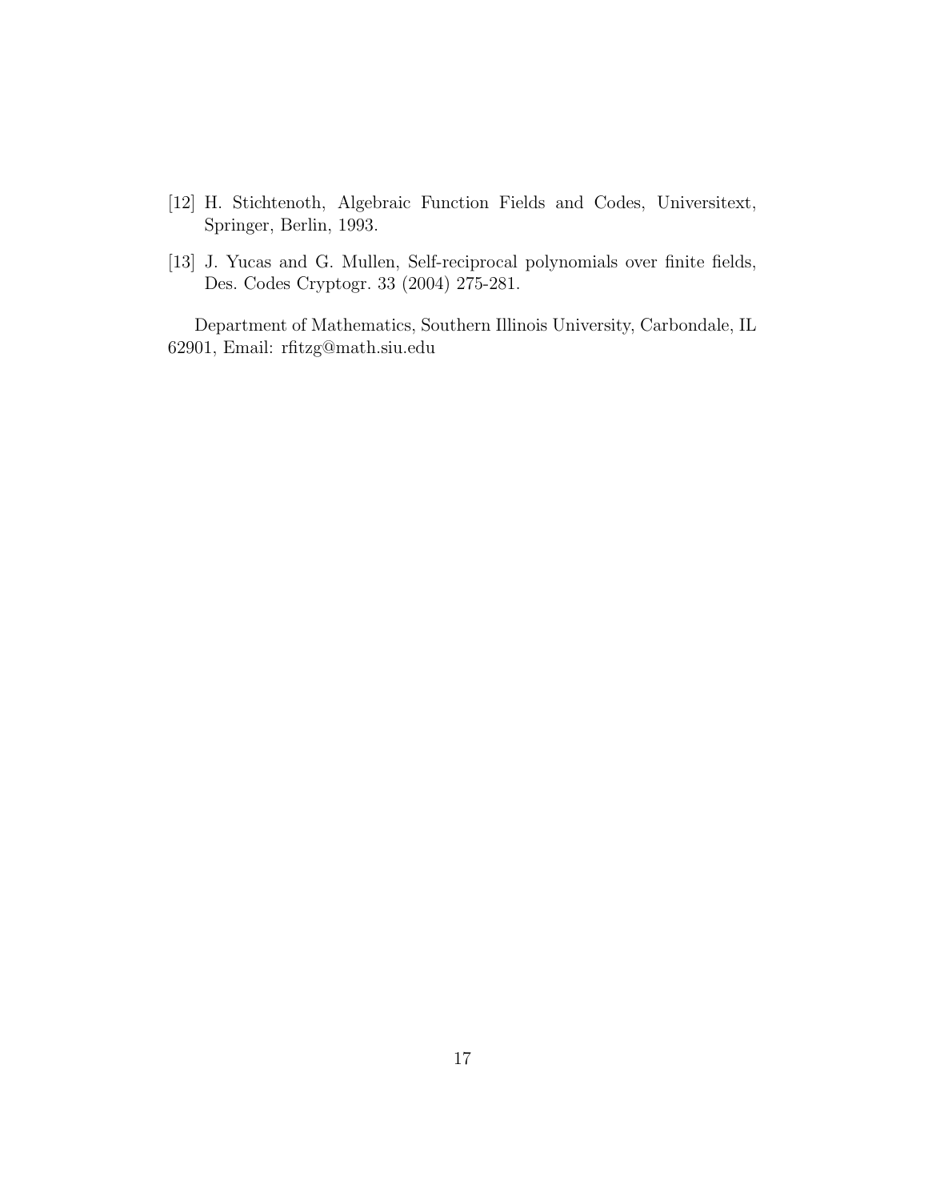[12] H. Stichtenoth, Algebraic Function Fields and Codes, Universitext, Springer, Berlin, 1993.

[13] J. Yucas and G. Mullen, Self-reciprocal polynomials over finite fields, Des. Codes Cryptogr. 33 (2004) 275-281.

Department of Mathematics, Southern Illinois University, Carbondale, IL 62901, Email: rfitzg@math.siu.edu